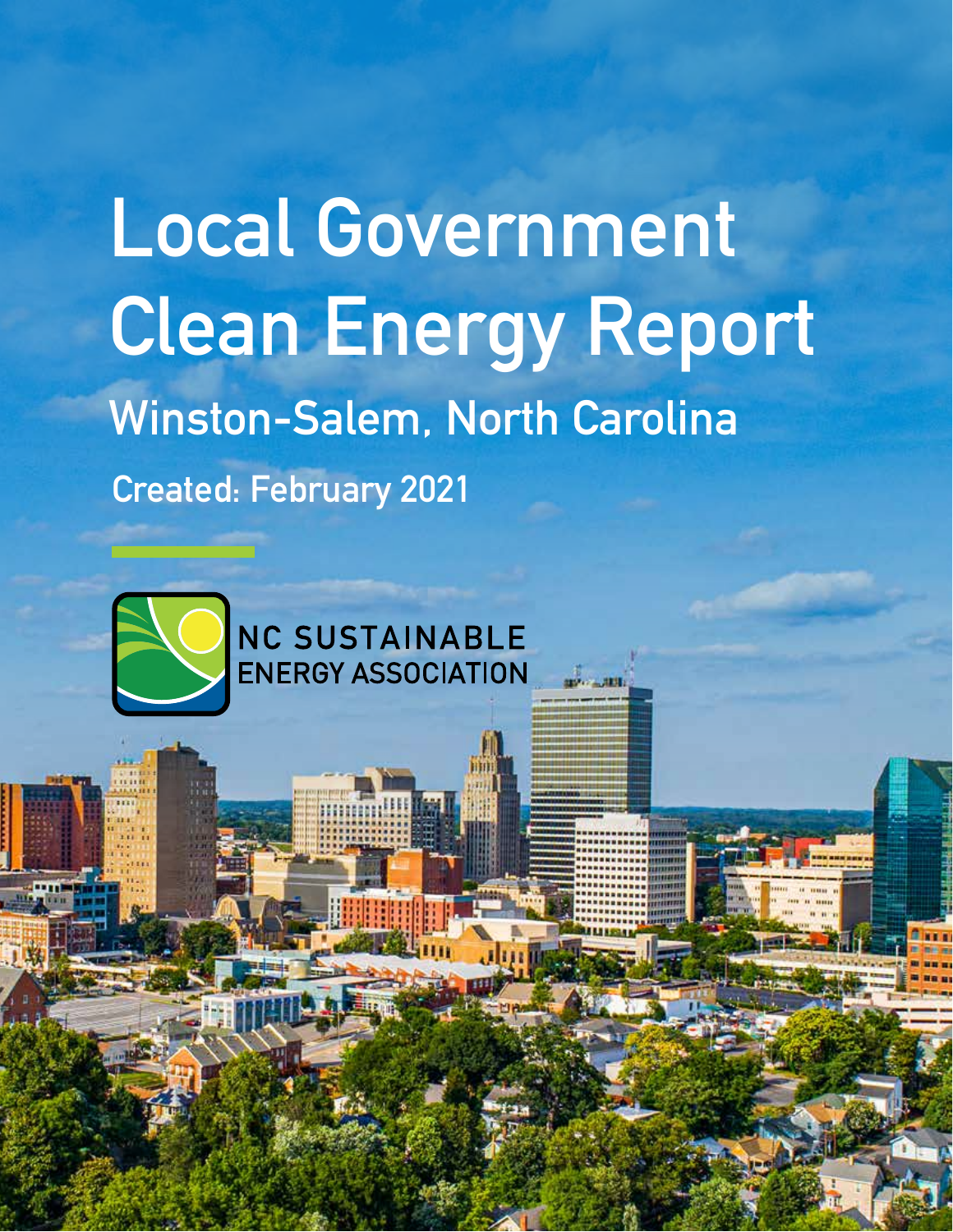# Local Government Clean Energy Report

## Winston-Salem, North Carolina

**Created: February 2021**

NC SUSTAINABLE ENERGY ASSOCIATION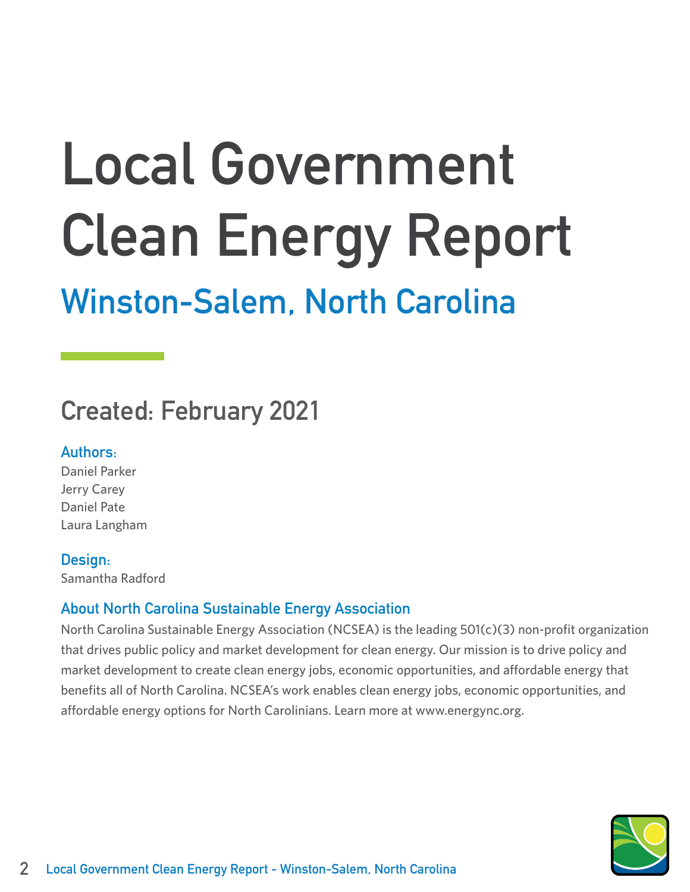# Local Government Clean Energy Report

## Winston-Salem, North Carolina

### Created: February 2021

**Authors:**

Daniel Parker
Jerry Carey
Daniel Pate
Laura Langham

**Design:**

Samantha Radford

**About North Carolina Sustainable Energy Association**

North Carolina Sustainable Energy Association (NCSEA) is the leading 501(c)(3) non-profit organization that drives public policy and market development for clean energy. Our mission is to drive policy and market development to create clean energy jobs, economic opportunities, and affordable energy that benefits all of North Carolina. NCSEA's work enables clean energy jobs, economic opportunities, and affordable energy options for North Carolinians. Learn more at www.energync.org.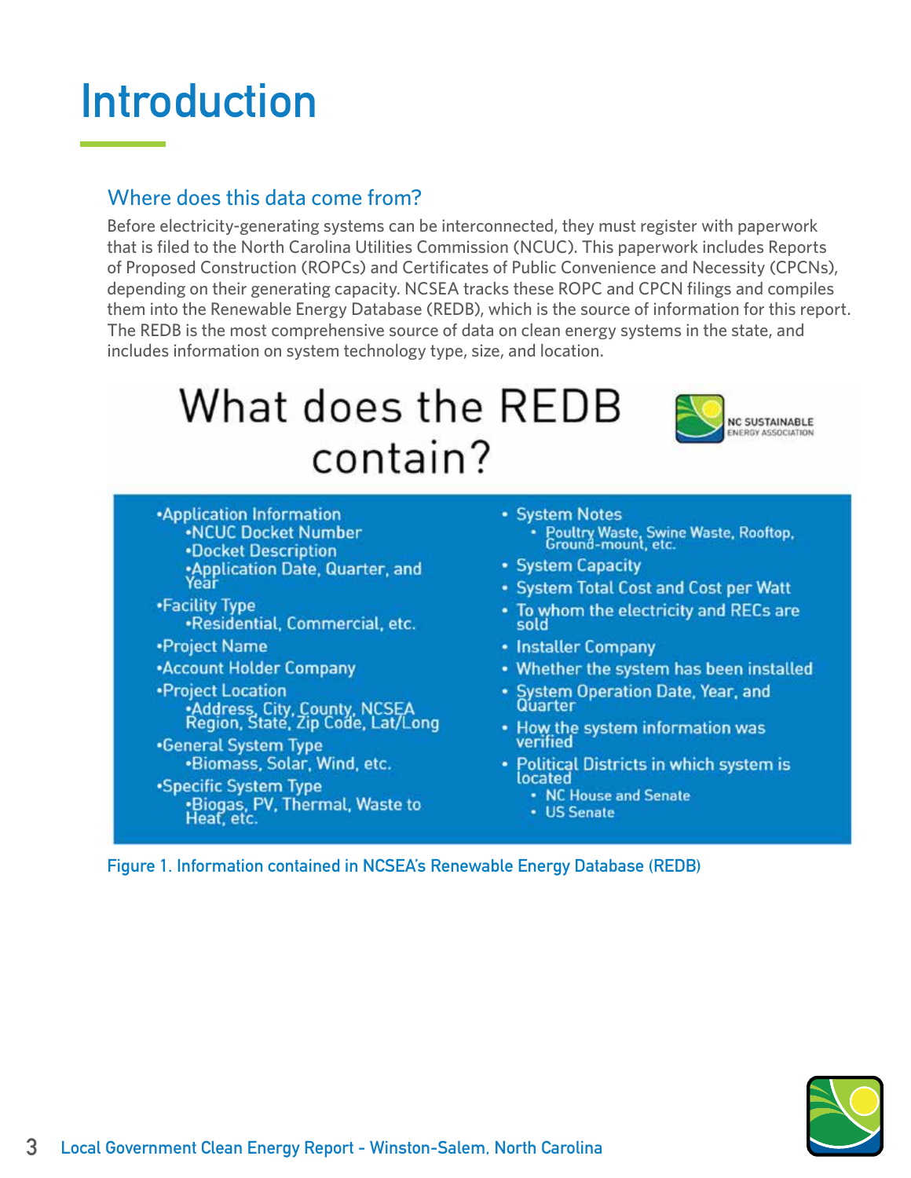# Introduction

## Where does this data come from?

Before electricity-generating systems can be interconnected, they must register with paperwork that is filed to the North Carolina Utilities Commission (NCUC). This paperwork includes Reports of Proposed Construction (ROPCs) and Certificates of Public Convenience and Necessity (CPCNs), depending on their generating capacity. NCSEA tracks these ROPC and CPCN filings and compiles them into the Renewable Energy Database (REDB), which is the source of information for this report. The REDB is the most comprehensive source of data on clean energy systems in the state, and includes information on system technology type, size, and location.

### What does the REDB contain?

NC SUSTAINABLE ENERGY ASSOCIATION

- Application Information
  - NCUC Docket Number
  - Docket Description
  - Application Date, Quarter, and Year
- Facility Type
  - Residential, Commercial, etc.
- Project Name
- Account Holder Company
- Project Location
  - Address, City, County, NCSEA Region, State, Zip Code, Lat/Long
- General System Type
  - Biomass, Solar, Wind, etc.
- Specific System Type
  - Biogas, PV, Thermal, Waste to Heat, etc.
- System Notes
  - Poultry Waste, Swine Waste, Rooftop, Ground-mount, etc.
- System Capacity
- System Total Cost and Cost per Watt
- To whom the electricity and RECs are sold
- Installer Company
- Whether the system has been installed
- System Operation Date, Year, and Quarter
- How the system information was verified
- Political Districts in which system is located
  - NC House and Senate
  - US Senate

Figure 1. Information contained in NCSEA's Renewable Energy Database (REDB)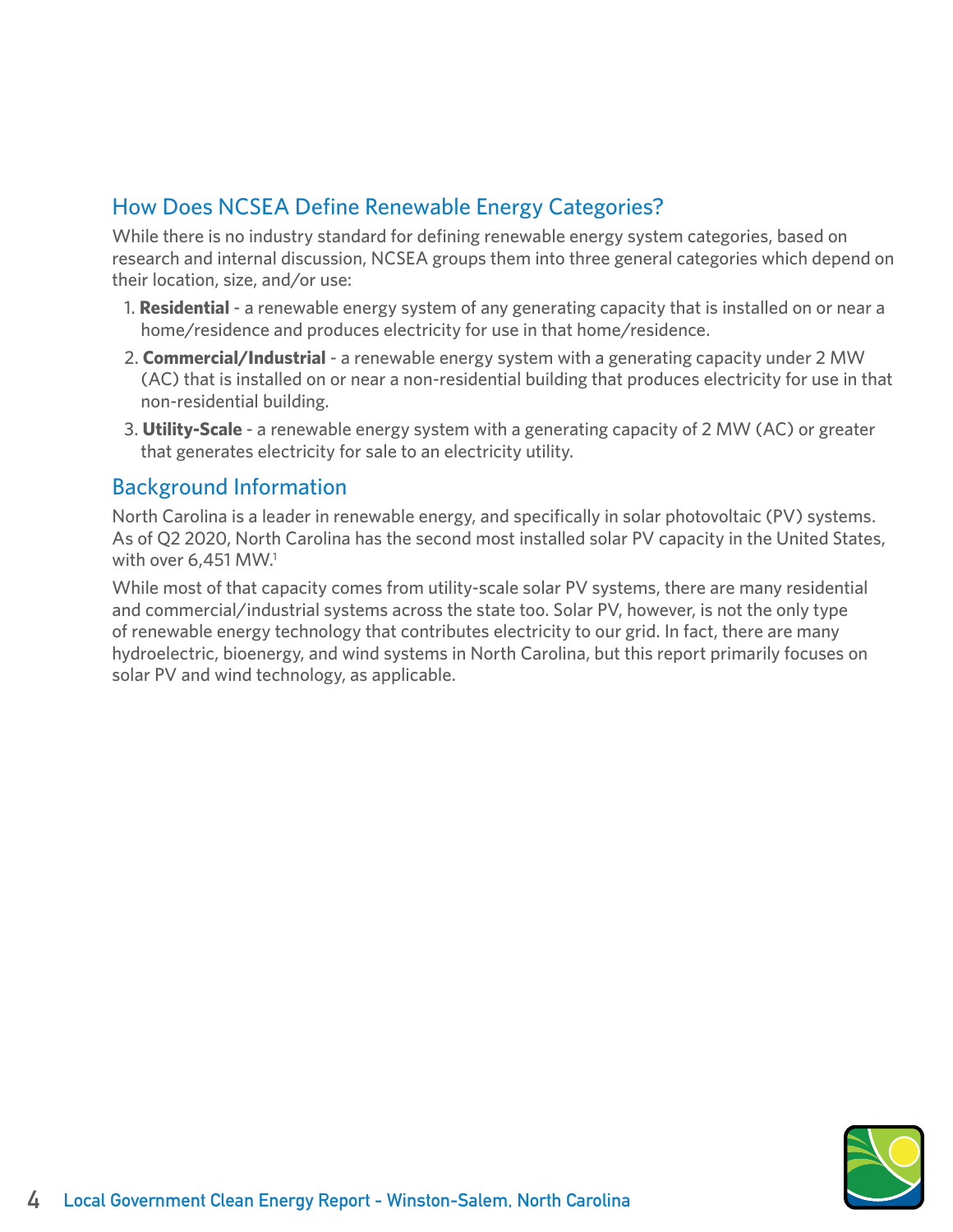## How Does NCSEA Define Renewable Energy Categories?

While there is no industry standard for defining renewable energy system categories, based on research and internal discussion, NCSEA groups them into three general categories which depend on their location, size, and/or use:

1. **Residential** - a renewable energy system of any generating capacity that is installed on or near a home/residence and produces electricity for use in that home/residence.
2. **Commercial/Industrial** - a renewable energy system with a generating capacity under 2 MW (AC) that is installed on or near a non-residential building that produces electricity for use in that non-residential building.
3. **Utility-Scale** - a renewable energy system with a generating capacity of 2 MW (AC) or greater that generates electricity for sale to an electricity utility.

## Background Information

North Carolina is a leader in renewable energy, and specifically in solar photovoltaic (PV) systems. As of Q2 2020, North Carolina has the second most installed solar PV capacity in the United States, with over 6,451 MW.[1]

While most of that capacity comes from utility-scale solar PV systems, there are many residential and commercial/industrial systems across the state too. Solar PV, however, is not the only type of renewable energy technology that contributes electricity to our grid. In fact, there are many hydroelectric, bioenergy, and wind systems in North Carolina, but this report primarily focuses on solar PV and wind technology, as applicable.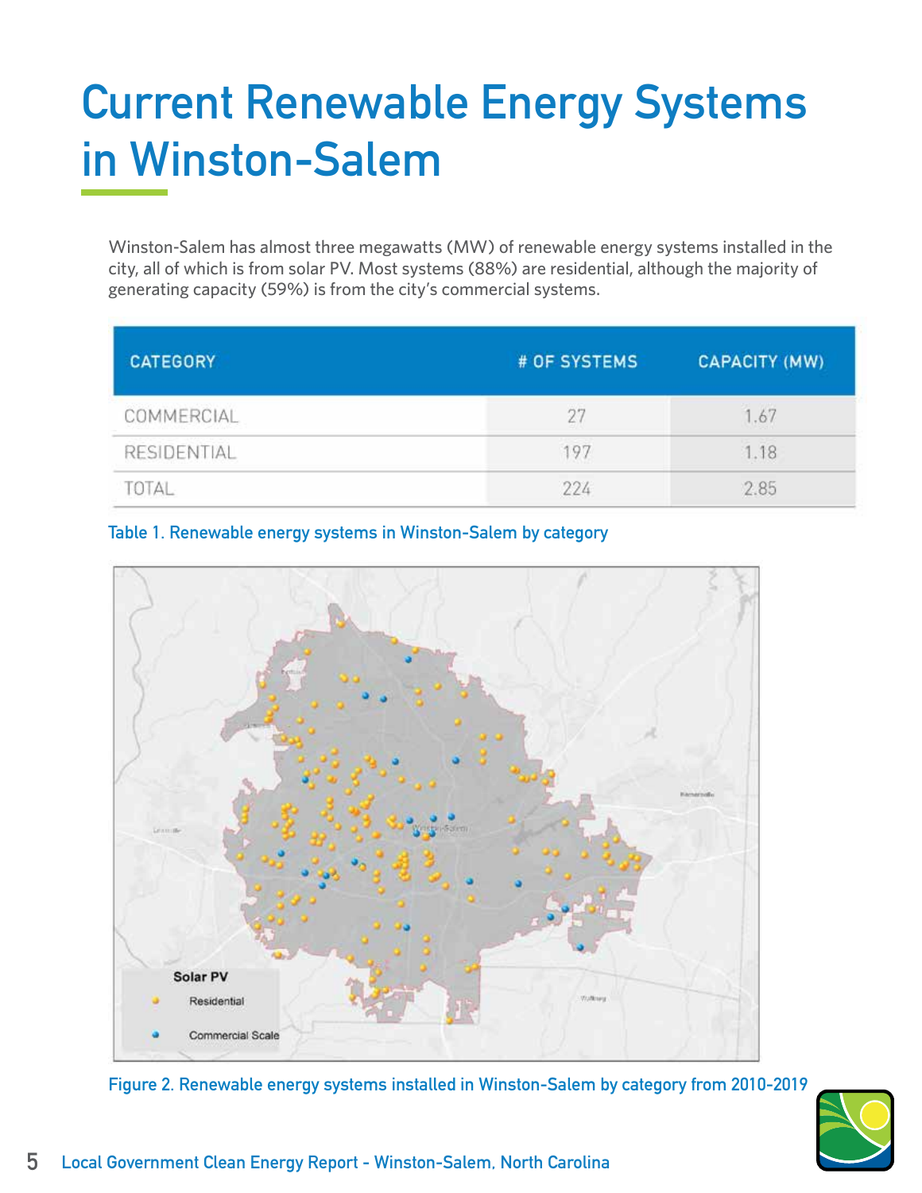# Current Renewable Energy Systems in Winston-Salem

Winston-Salem has almost three megawatts (MW) of renewable energy systems installed in the city, all of which is from solar PV. Most systems (88%) are residential, although the majority of generating capacity (59%) is from the city's commercial systems.

| CATEGORY | # OF SYSTEMS | CAPACITY (MW) |
|---|---|---|
| COMMERCIAL | 27 | 1.67 |
| RESIDENTIAL | 197 | 1.18 |
| TOTAL | 224 | 2.85 |

Table 1. Renewable energy systems in Winston-Salem by category

Figure 2. Renewable energy systems installed in Winston-Salem by category from 2010-2019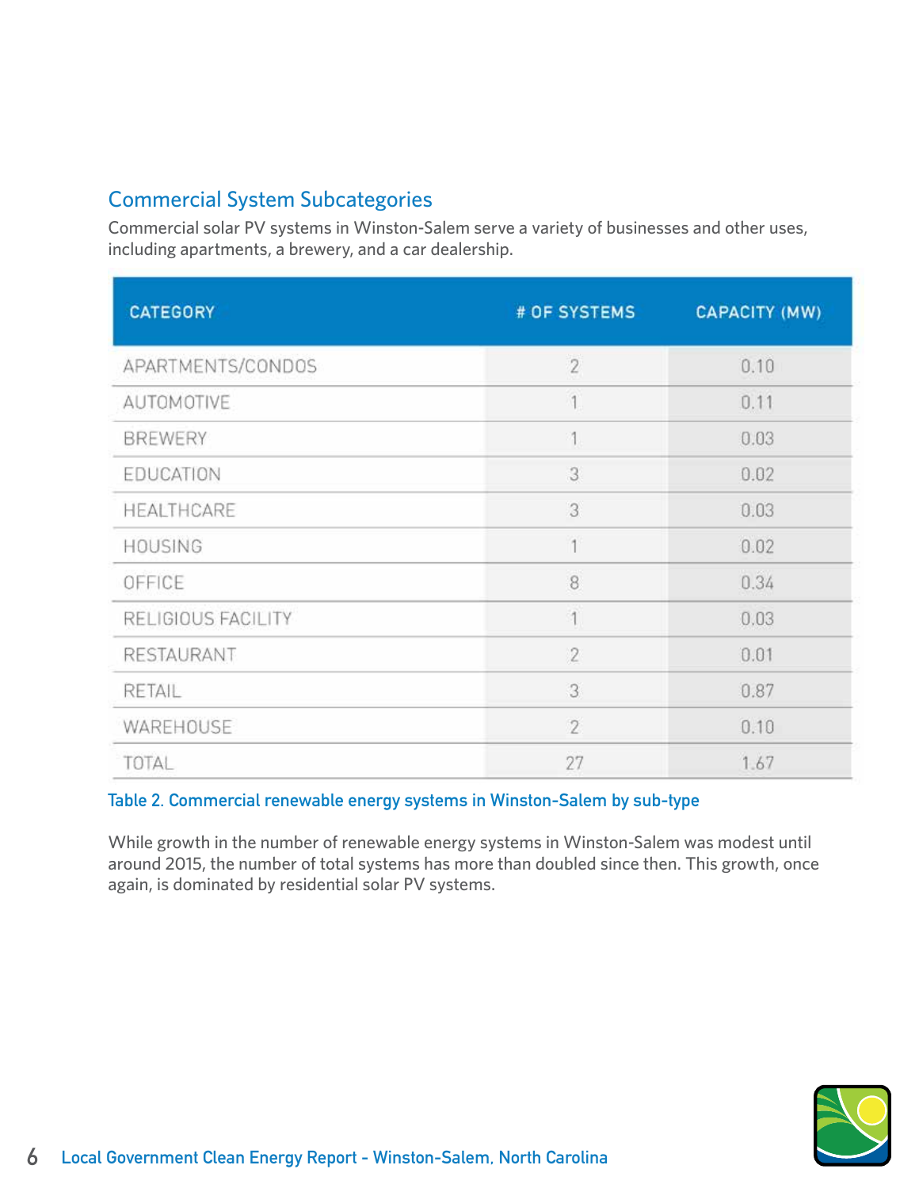## Commercial System Subcategories

Commercial solar PV systems in Winston-Salem serve a variety of businesses and other uses, including apartments, a brewery, and a car dealership.

| CATEGORY | # OF SYSTEMS | CAPACITY (MW) |
|---|---|---|
| APARTMENTS/CONDOS | 2 | 0.10 |
| AUTOMOTIVE | 1 | 0.11 |
| BREWERY | 1 | 0.03 |
| EDUCATION | 3 | 0.02 |
| HEALTHCARE | 3 | 0.03 |
| HOUSING | 1 | 0.02 |
| OFFICE | 8 | 0.34 |
| RELIGIOUS FACILITY | 1 | 0.03 |
| RESTAURANT | 2 | 0.01 |
| RETAIL | 3 | 0.87 |
| WAREHOUSE | 2 | 0.10 |
| TOTAL | 27 | 1.67 |

Table 2. Commercial renewable energy systems in Winston-Salem by sub-type

While growth in the number of renewable energy systems in Winston-Salem was modest until around 2015, the number of total systems has more than doubled since then. This growth, once again, is dominated by residential solar PV systems.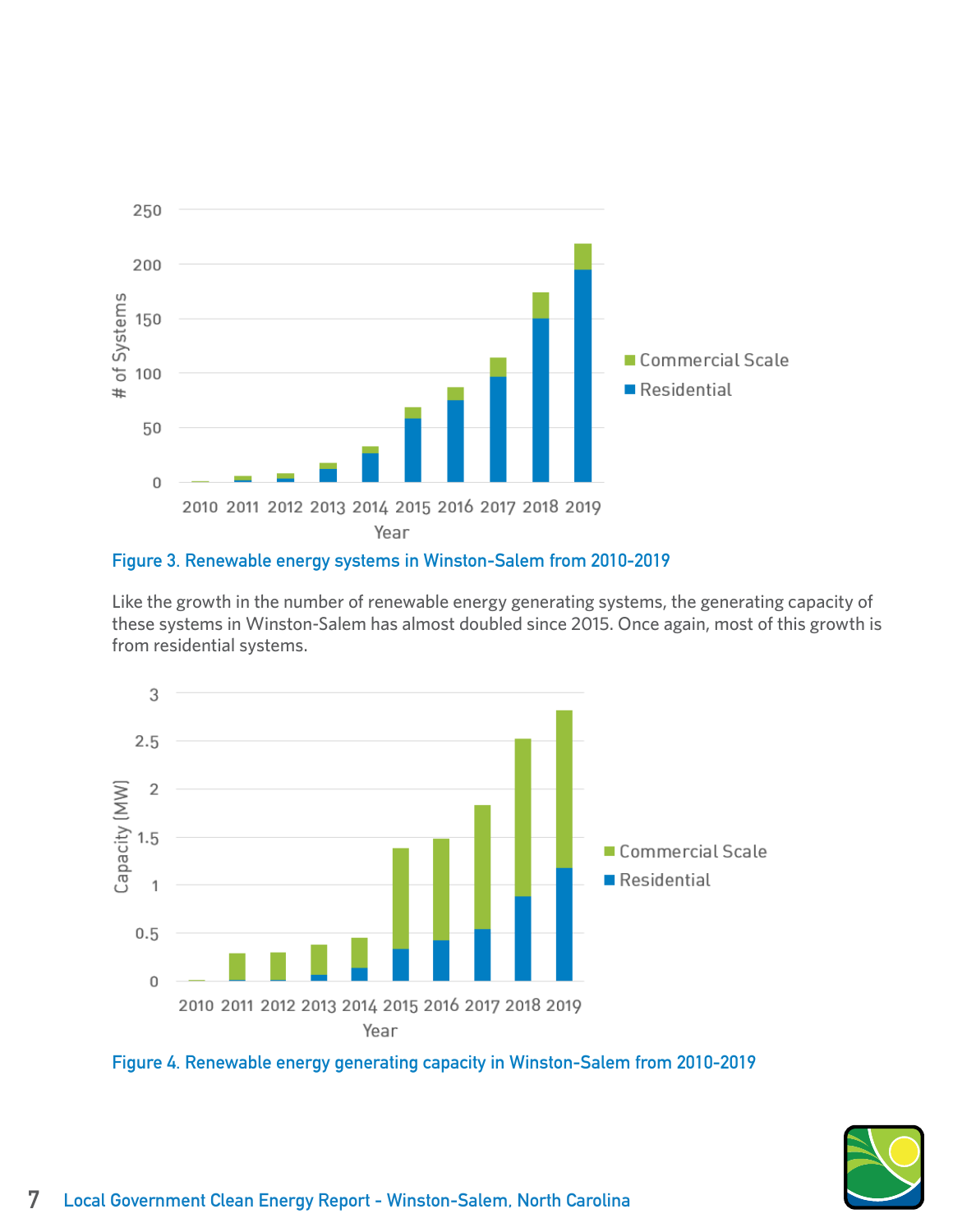Figure 3. Renewable energy systems in Winston-Salem from 2010-2019

Like the growth in the number of renewable energy generating systems, the generating capacity of these systems in Winston-Salem has almost doubled since 2015. Once again, most of this growth is from residential systems.

Figure 4. Renewable energy generating capacity in Winston-Salem from 2010-2019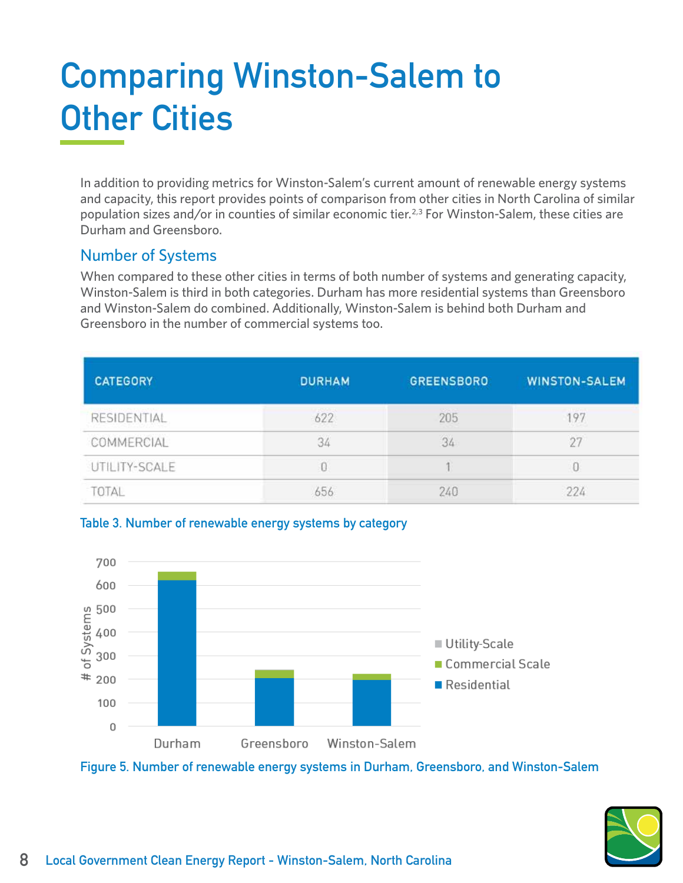# Comparing Winston-Salem to Other Cities

In addition to providing metrics for Winston-Salem's current amount of renewable energy systems and capacity, this report provides points of comparison from other cities in North Carolina of similar population sizes and/or in counties of similar economic tier.[2,3] For Winston-Salem, these cities are Durham and Greensboro.

## Number of Systems

When compared to these other cities in terms of both number of systems and generating capacity, Winston-Salem is third in both categories. Durham has more residential systems than Greensboro and Winston-Salem do combined. Additionally, Winston-Salem is behind both Durham and Greensboro in the number of commercial systems too.

| CATEGORY | DURHAM | GREENSBORO | WINSTON-SALEM |
|---|---|---|---|
| RESIDENTIAL | 622 | 205 | 197 |
| COMMERCIAL | 34 | 34 | 27 |
| UTILITY-SCALE | 0 | 1 | 0 |
| TOTAL | 656 | 240 | 224 |

Table 3. Number of renewable energy systems by category

Figure 5. Number of renewable energy systems in Durham, Greensboro, and Winston-Salem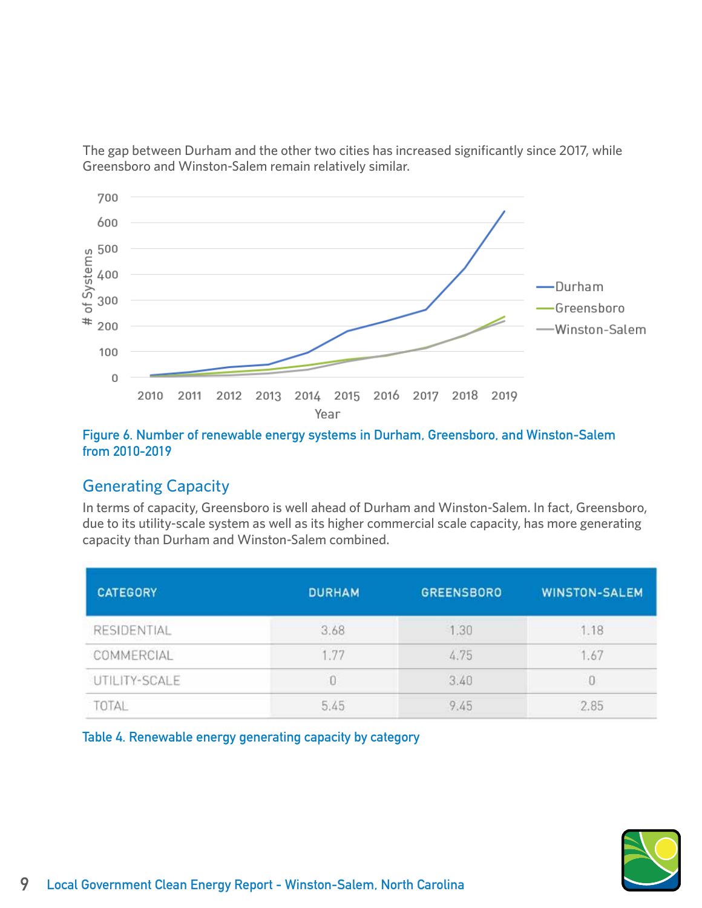The gap between Durham and the other two cities has increased significantly since 2017, while Greensboro and Winston-Salem remain relatively similar.

Figure 6. Number of renewable energy systems in Durham, Greensboro, and Winston-Salem from 2010-2019

## Generating Capacity

In terms of capacity, Greensboro is well ahead of Durham and Winston-Salem. In fact, Greensboro, due to its utility-scale system as well as its higher commercial scale capacity, has more generating capacity than Durham and Winston-Salem combined.

| CATEGORY | DURHAM | GREENSBORO | WINSTON-SALEM |
|---|---|---|---|
| RESIDENTIAL | 3.68 | 1.30 | 1.18 |
| COMMERCIAL | 1.77 | 4.75 | 1.67 |
| UTILITY-SCALE | 0 | 3.40 | 0 |
| TOTAL | 5.45 | 9.45 | 2.85 |

Table 4. Renewable energy generating capacity by category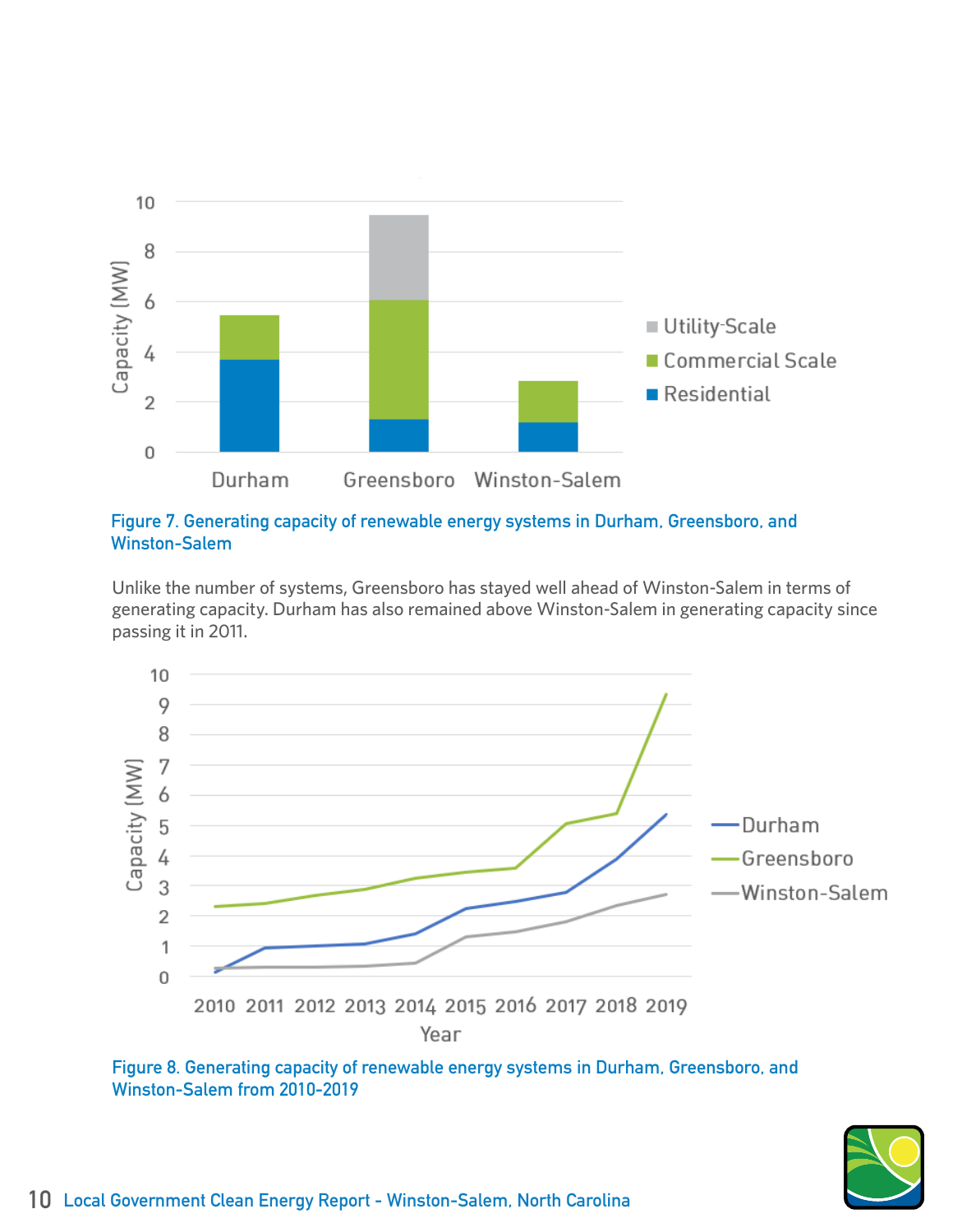Figure 7. Generating capacity of renewable energy systems in Durham, Greensboro, and Winston-Salem

Unlike the number of systems, Greensboro has stayed well ahead of Winston-Salem in terms of generating capacity. Durham has also remained above Winston-Salem in generating capacity since passing it in 2011.

Figure 8. Generating capacity of renewable energy systems in Durham, Greensboro, and Winston-Salem from 2010-2019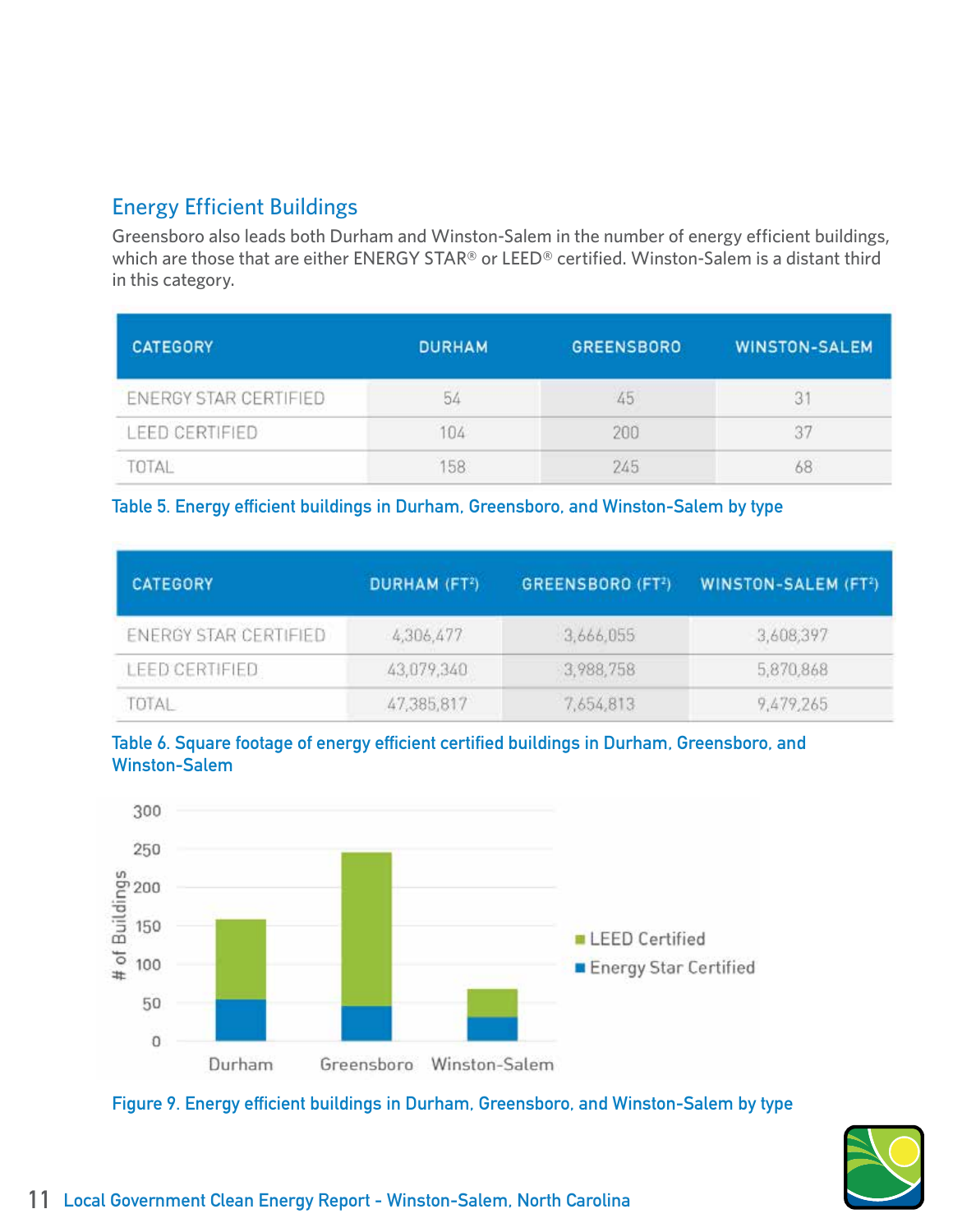## Energy Efficient Buildings

Greensboro also leads both Durham and Winston-Salem in the number of energy efficient buildings, which are those that are either ENERGY STAR® or LEED® certified. Winston-Salem is a distant third in this category.

| CATEGORY | DURHAM | GREENSBORO | WINSTON-SALEM |
|---|---|---|---|
| ENERGY STAR CERTIFIED | 54 | 45 | 31 |
| LEED CERTIFIED | 104 | 200 | 37 |
| TOTAL | 158 | 245 | 68 |

Table 5. Energy efficient buildings in Durham, Greensboro, and Winston-Salem by type

| CATEGORY | DURHAM ($FT^2$) | GREENSBORO ($FT^2$) | WINSTON-SALEM ($FT^2$) |
|---|---|---|---|
| ENERGY STAR CERTIFIED | 4,306,477 | 3,666,055 | 3,608,397 |
| LEED CERTIFIED | 43,079,340 | 3,988,758 | 5,870,868 |
| TOTAL | 47,385,817 | 7,654,813 | 9,479,265 |

Table 6. Square footage of energy efficient certified buildings in Durham, Greensboro, and Winston-Salem

Figure 9. Energy efficient buildings in Durham, Greensboro, and Winston-Salem by type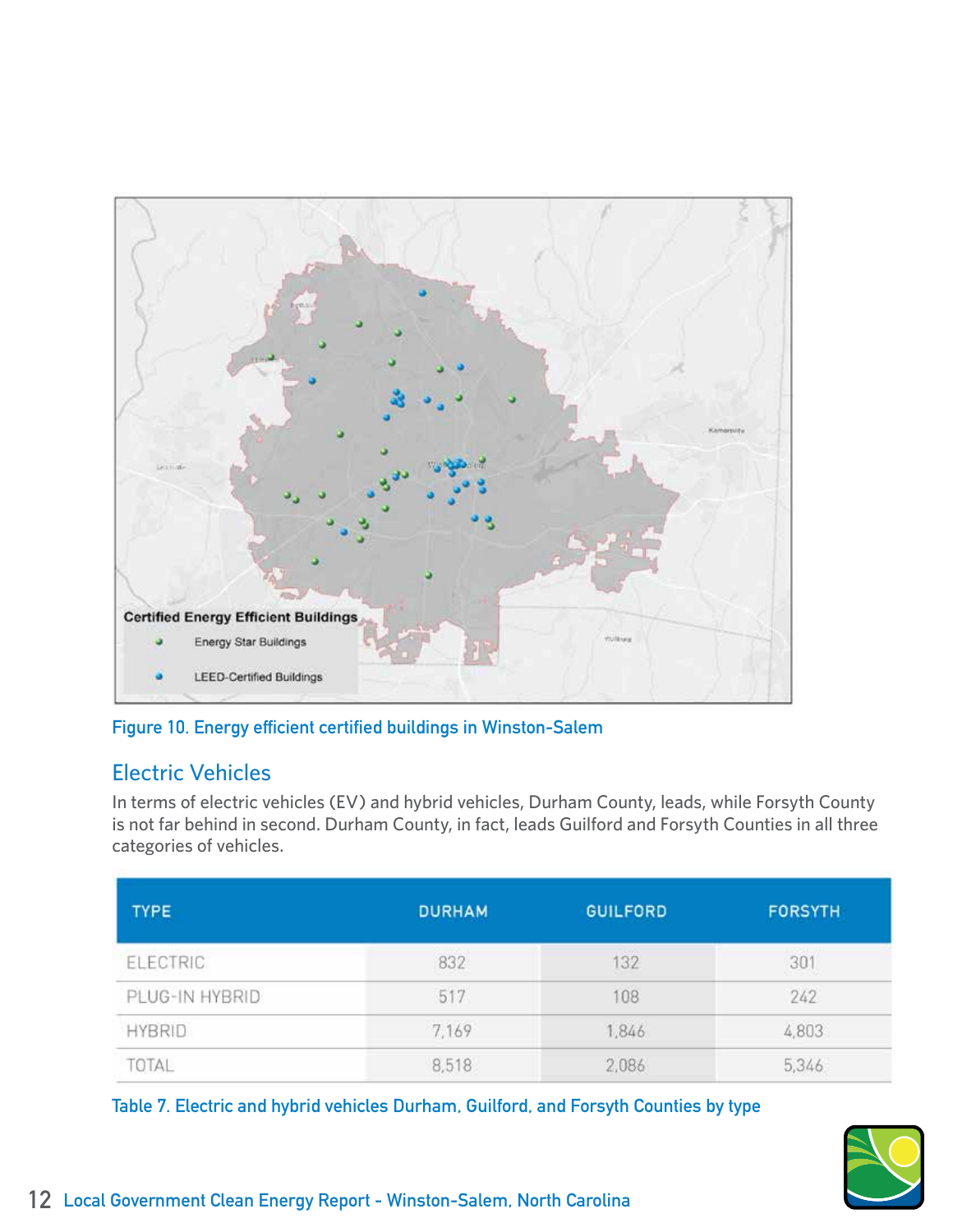Certified Energy Efficient Buildings

- Energy Star Buildings
- LEED-Certified Buildings

Figure 10. Energy efficient certified buildings in Winston-Salem

## Electric Vehicles

In terms of electric vehicles (EV) and hybrid vehicles, Durham County, leads, while Forsyth County is not far behind in second. Durham County, in fact, leads Guilford and Forsyth Counties in all three categories of vehicles.

| TYPE | DURHAM | GUILFORD | FORSYTH |
|---|---|---|---|
| ELECTRIC | 832 | 132 | 301 |
| PLUG-IN HYBRID | 517 | 108 | 242 |
| HYBRID | 7,169 | 1,846 | 4,803 |
| TOTAL | 8,518 | 2,086 | 5,346 |

Table 7. Electric and hybrid vehicles Durham, Guilford, and Forsyth Counties by type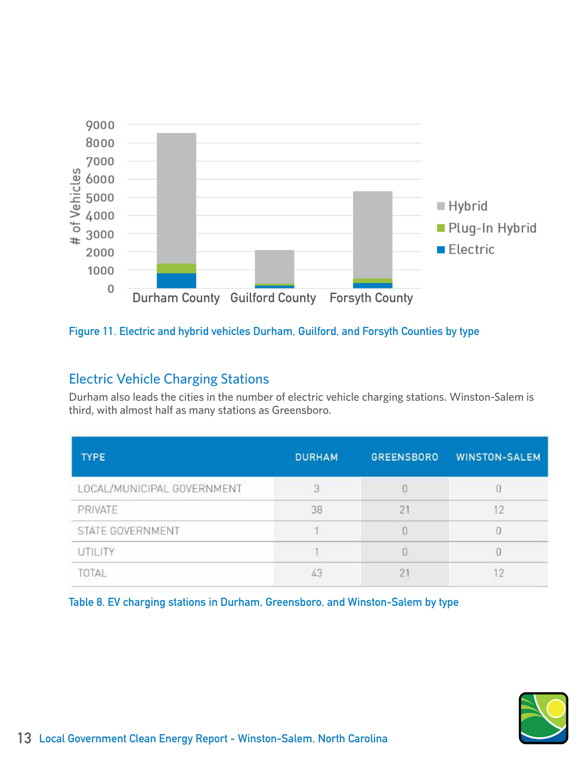Figure 11. Electric and hybrid vehicles Durham, Guilford, and Forsyth Counties by type

## Electric Vehicle Charging Stations

Durham also leads the cities in the number of electric vehicle charging stations. Winston-Salem is third, with almost half as many stations as Greensboro.

| TYPE | DURHAM | GREENSBORO | WINSTON-SALEM |
|---|---|---|---|
| LOCAL/MUNICIPAL GOVERNMENT | 3 | 0 | 0 |
| PRIVATE | 38 | 21 | 12 |
| STATE GOVERNMENT | 1 | 0 | 0 |
| UTILITY | 1 | 0 | 0 |
| TOTAL | 43 | 21 | 12 |

Table 8. EV charging stations in Durham, Greensboro, and Winston-Salem by type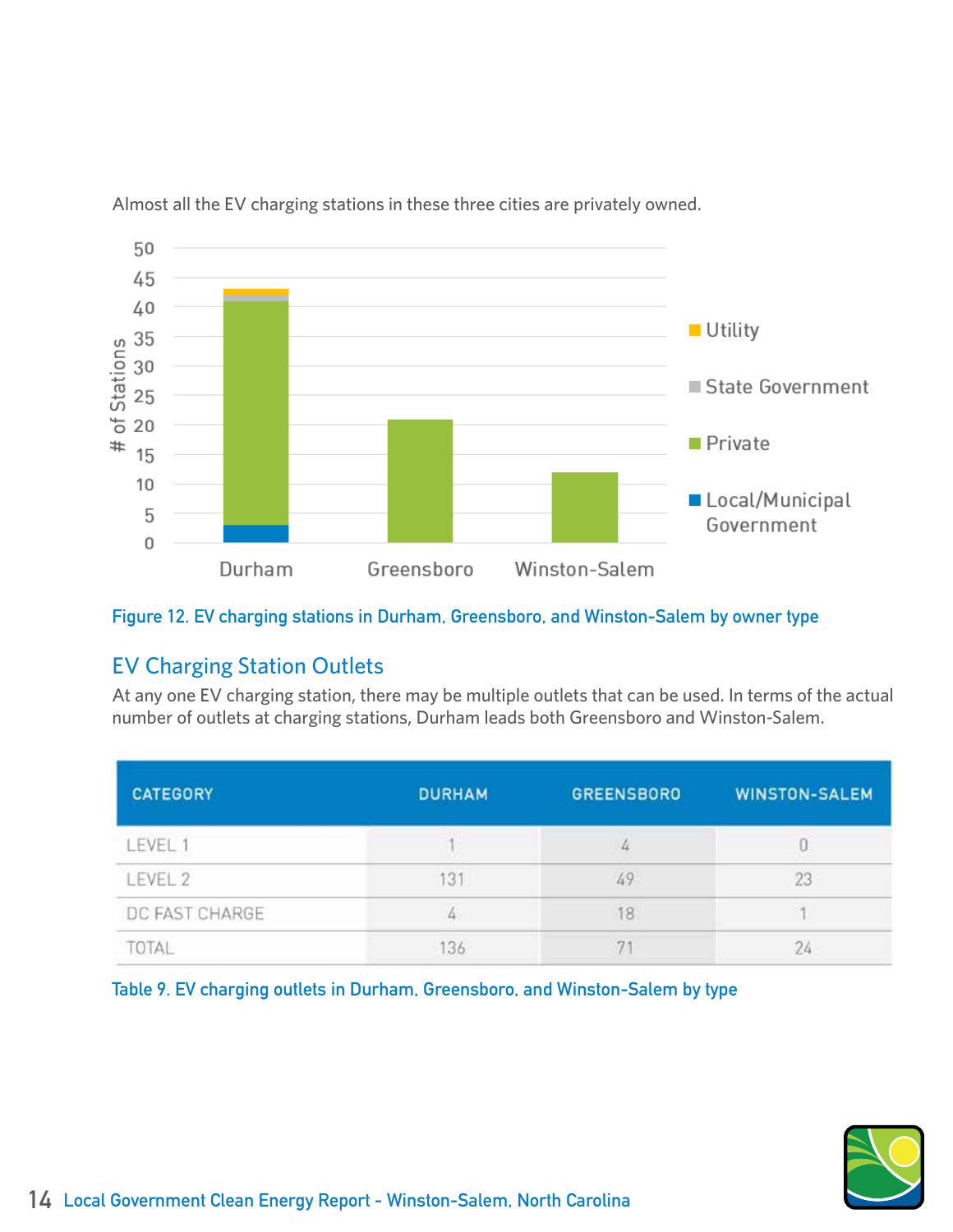Almost all the EV charging stations in these three cities are privately owned.

Figure 12. EV charging stations in Durham, Greensboro, and Winston-Salem by owner type

## EV Charging Station Outlets

At any one EV charging station, there may be multiple outlets that can be used. In terms of the actual number of outlets at charging stations, Durham leads both Greensboro and Winston-Salem.

| CATEGORY | DURHAM | GREENSBORO | WINSTON-SALEM |
|---|---|---|---|
| LEVEL 1 | 1 | 4 | 0 |
| LEVEL 2 | 131 | 49 | 23 |
| DC FAST CHARGE | 4 | 18 | 1 |
| TOTAL | 136 | 71 | 24 |

Table 9. EV charging outlets in Durham, Greensboro, and Winston-Salem by type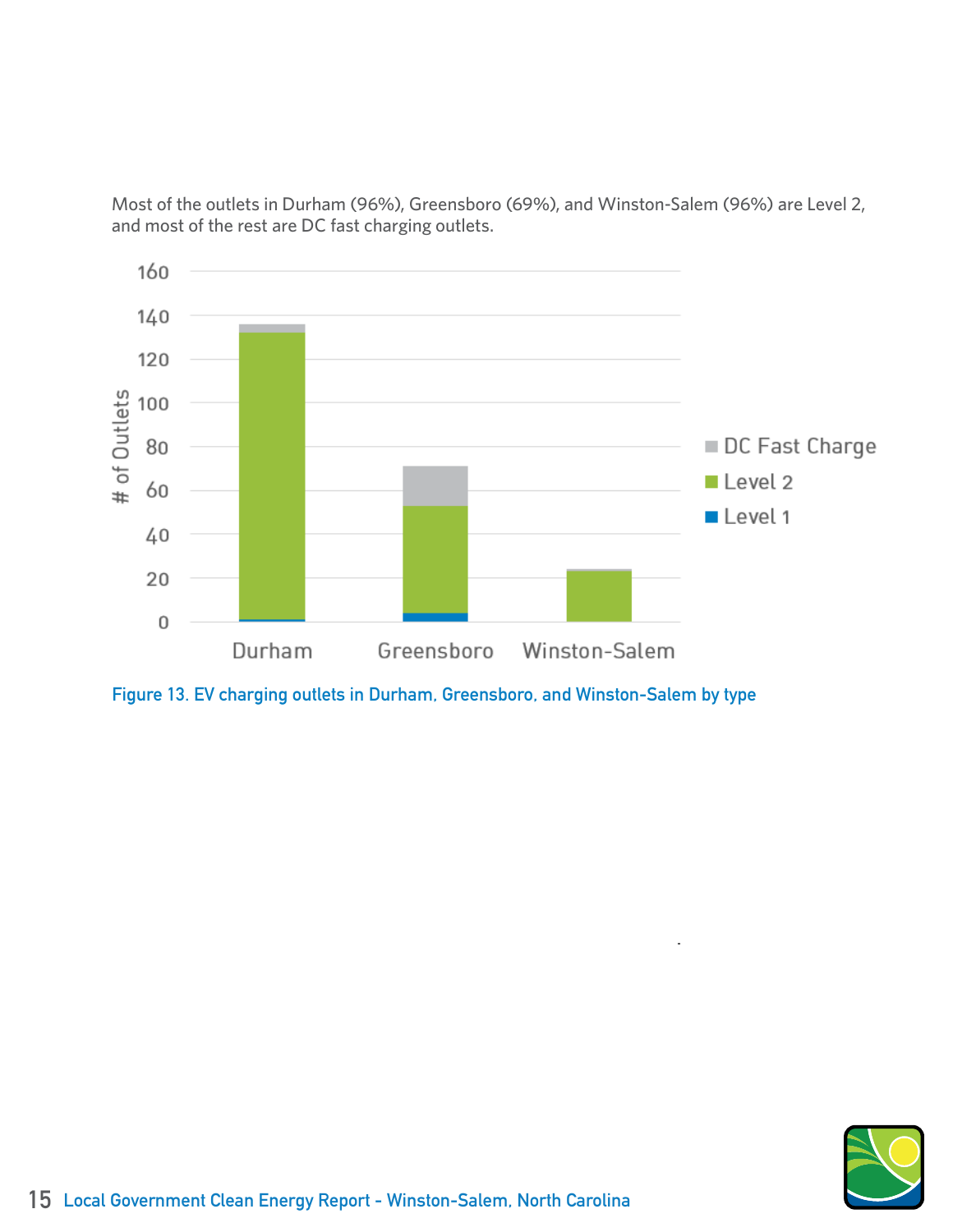Most of the outlets in Durham (96%), Greensboro (69%), and Winston-Salem (96%) are Level 2, and most of the rest are DC fast charging outlets.

Figure 13. EV charging outlets in Durham, Greensboro, and Winston-Salem by type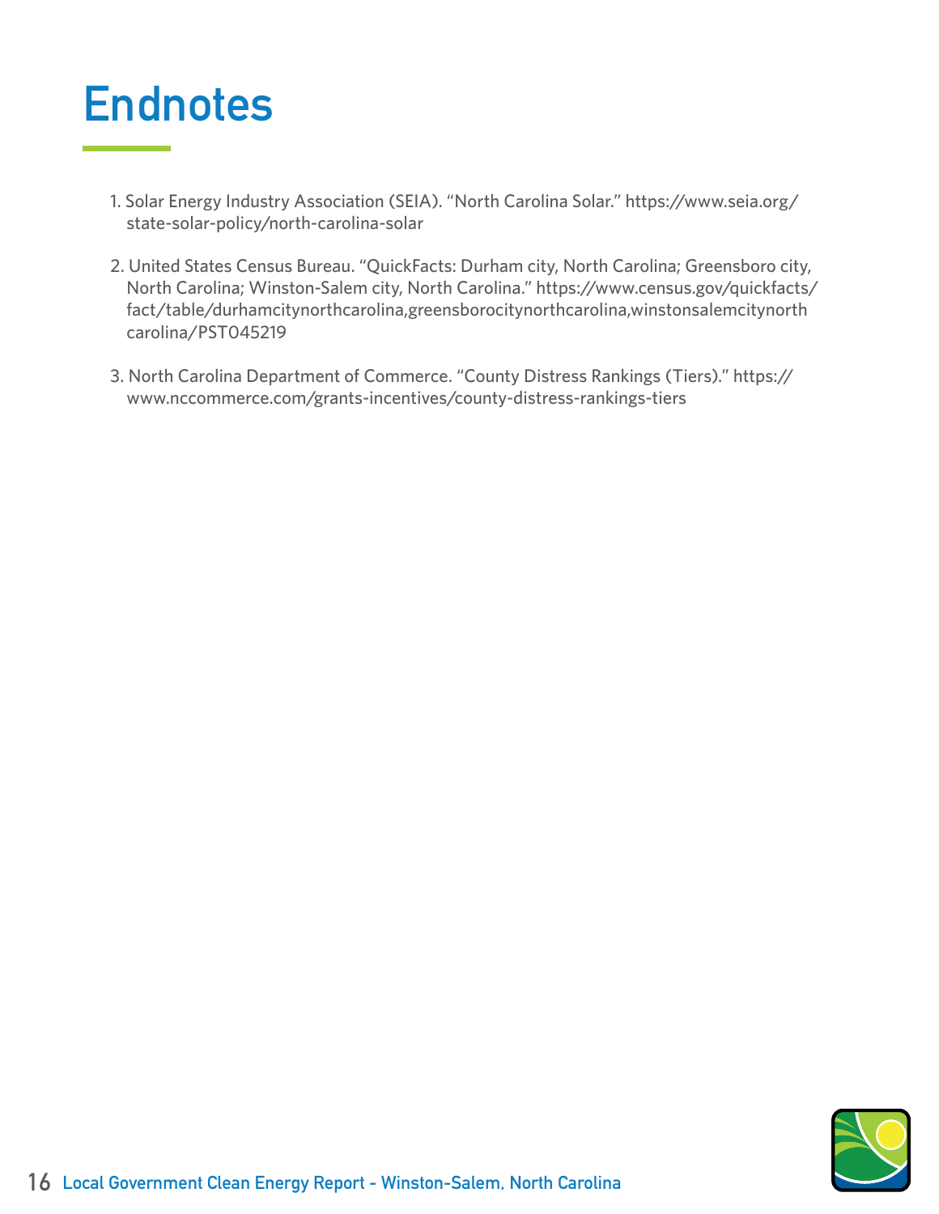# Endnotes

1. Solar Energy Industry Association (SEIA). “North Carolina Solar.” https://www.seia.org/state-solar-policy/north-carolina-solar

2. United States Census Bureau. “QuickFacts: Durham city, North Carolina; Greensboro city, North Carolina; Winston-Salem city, North Carolina.” https://www.census.gov/quickfacts/fact/table/durhamcitynorthcarolina,greensborocitynorthcarolina,winstonsalemcitynorthcarolina/PST045219

3. North Carolina Department of Commerce. “County Distress Rankings (Tiers).” https://www.nccommerce.com/grants-incentives/county-distress-rankings-tiers